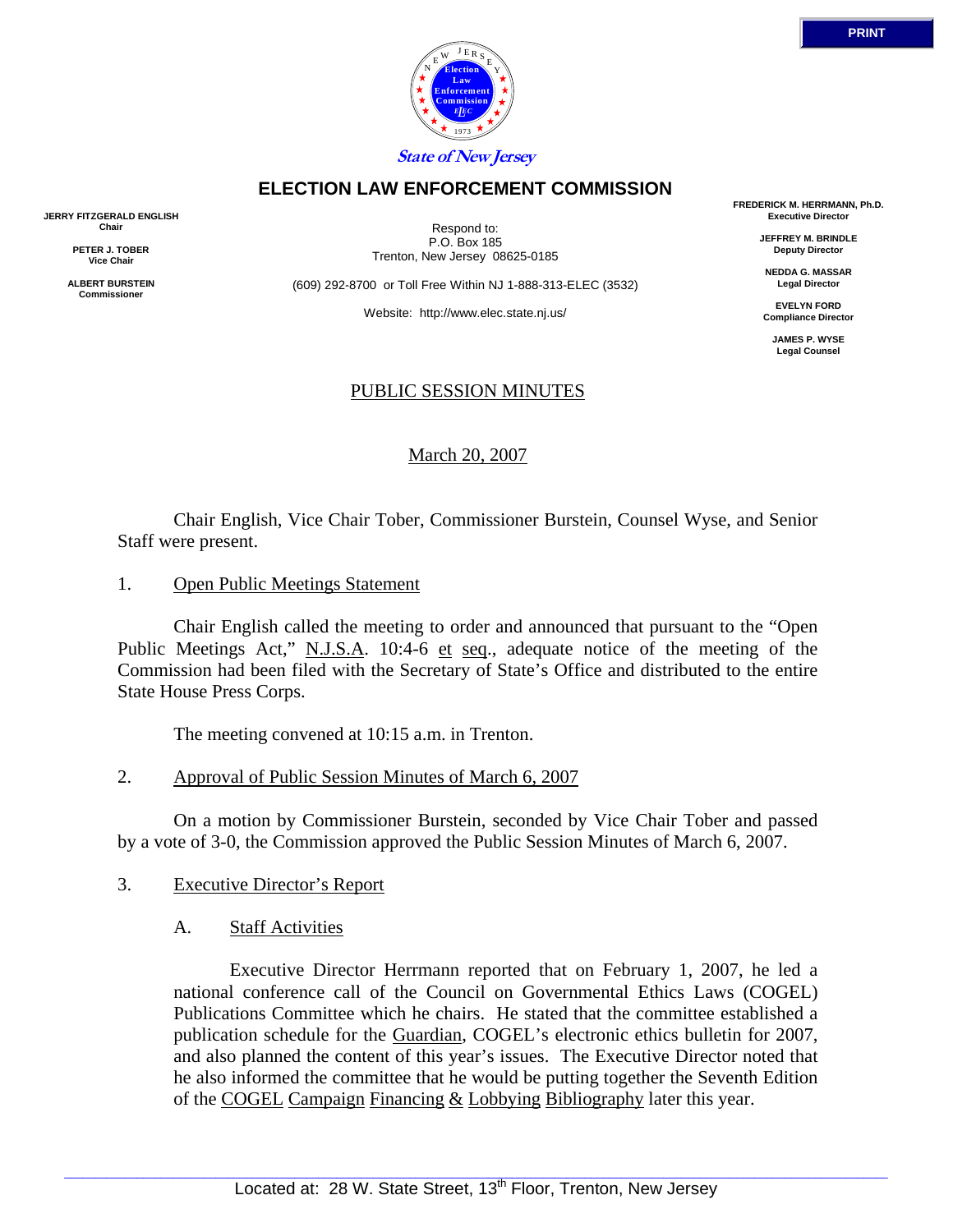State of New Jersey

# ELECTION LAW ENFORCEMENT COMMISSION

**JERRY FITZGERALD ENGLISH**
**Chair**

**PETER J. TOBER**
**Vice Chair**

**ALBERT BURSTEIN**
**Commissioner**

Respond to:
P.O. Box 185
Trenton, New Jersey 08625-0185

(609) 292-8700 or Toll Free Within NJ 1-888-313-ELEC (3532)

Website: http://www.elec.state.nj.us/

**FREDERICK M. HERRMANN, Ph.D.**
**Executive Director**

**JEFFREY M. BRINDLE**
**Deputy Director**

**NEDDA G. MASSAR**
**Legal Director**

**EVELYN FORD**
**Compliance Director**

**JAMES P. WYSE**
**Legal Counsel**

## PUBLIC SESSION MINUTES

March 20, 2007

Chair English, Vice Chair Tober, Commissioner Burstein, Counsel Wyse, and Senior Staff were present.

1. Open Public Meetings Statement

Chair English called the meeting to order and announced that pursuant to the "Open Public Meetings Act," N.J.S.A. 10:4-6 et seq., adequate notice of the meeting of the Commission had been filed with the Secretary of State's Office and distributed to the entire State House Press Corps.

The meeting convened at 10:15 a.m. in Trenton.

2. Approval of Public Session Minutes of March 6, 2007

On a motion by Commissioner Burstein, seconded by Vice Chair Tober and passed by a vote of 3-0, the Commission approved the Public Session Minutes of March 6, 2007.

3. Executive Director's Report

A. Staff Activities

Executive Director Herrmann reported that on February 1, 2007, he led a national conference call of the Council on Governmental Ethics Laws (COGEL) Publications Committee which he chairs. He stated that the committee established a publication schedule for the Guardian, COGEL's electronic ethics bulletin for 2007, and also planned the content of this year's issues. The Executive Director noted that he also informed the committee that he would be putting together the Seventh Edition of the COGEL Campaign Financing & Lobbying Bibliography later this year.

Located at: 28 W. State Street, 13th Floor, Trenton, New Jersey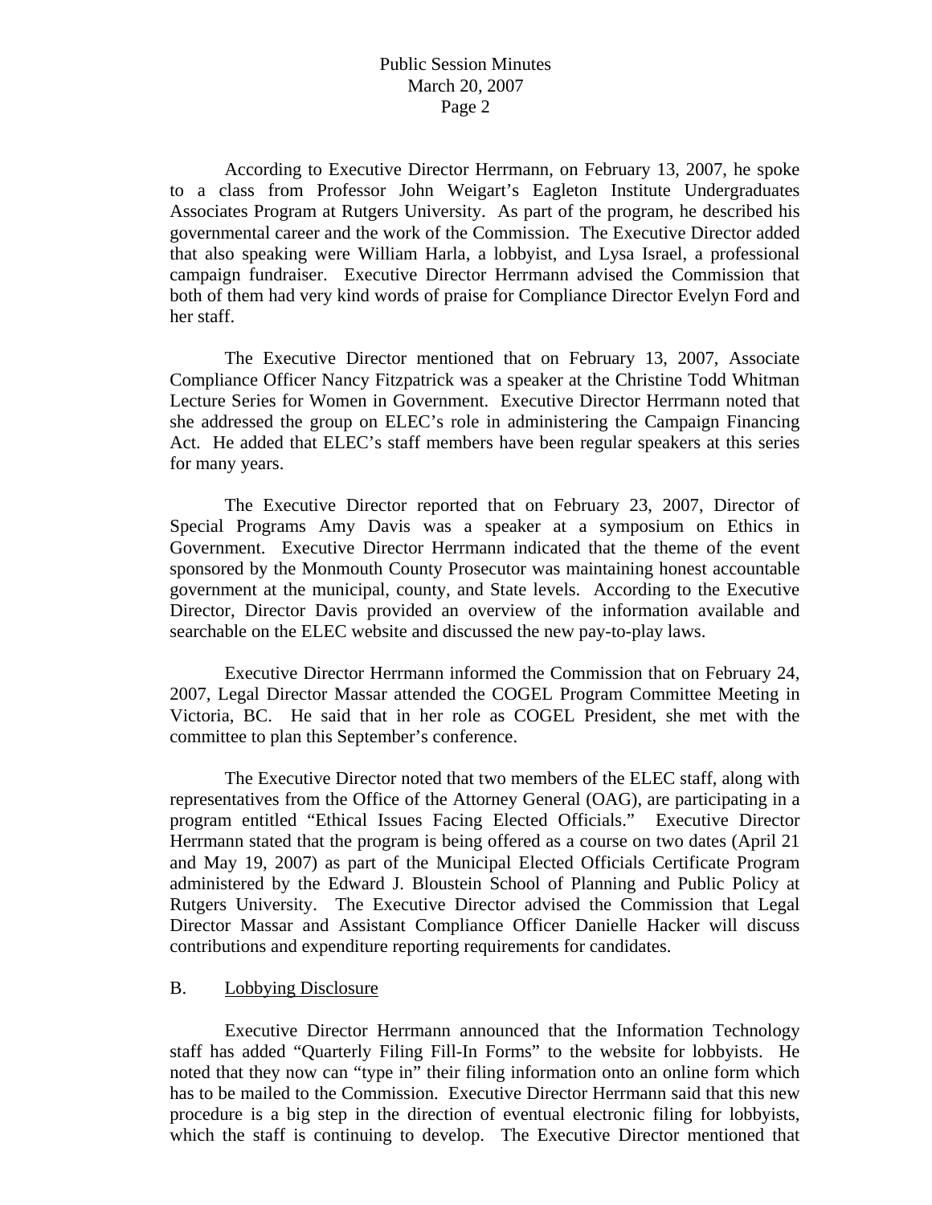According to Executive Director Herrmann, on February 13, 2007, he spoke to a class from Professor John Weigart's Eagleton Institute Undergraduates Associates Program at Rutgers University. As part of the program, he described his governmental career and the work of the Commission. The Executive Director added that also speaking were William Harla, a lobbyist, and Lysa Israel, a professional campaign fundraiser. Executive Director Herrmann advised the Commission that both of them had very kind words of praise for Compliance Director Evelyn Ford and her staff.

The Executive Director mentioned that on February 13, 2007, Associate Compliance Officer Nancy Fitzpatrick was a speaker at the Christine Todd Whitman Lecture Series for Women in Government. Executive Director Herrmann noted that she addressed the group on ELEC's role in administering the Campaign Financing Act. He added that ELEC's staff members have been regular speakers at this series for many years.

The Executive Director reported that on February 23, 2007, Director of Special Programs Amy Davis was a speaker at a symposium on Ethics in Government. Executive Director Herrmann indicated that the theme of the event sponsored by the Monmouth County Prosecutor was maintaining honest accountable government at the municipal, county, and State levels. According to the Executive Director, Director Davis provided an overview of the information available and searchable on the ELEC website and discussed the new pay-to-play laws.

Executive Director Herrmann informed the Commission that on February 24, 2007, Legal Director Massar attended the COGEL Program Committee Meeting in Victoria, BC. He said that in her role as COGEL President, she met with the committee to plan this September's conference.

The Executive Director noted that two members of the ELEC staff, along with representatives from the Office of the Attorney General (OAG), are participating in a program entitled "Ethical Issues Facing Elected Officials." Executive Director Herrmann stated that the program is being offered as a course on two dates (April 21 and May 19, 2007) as part of the Municipal Elected Officials Certificate Program administered by the Edward J. Bloustein School of Planning and Public Policy at Rutgers University. The Executive Director advised the Commission that Legal Director Massar and Assistant Compliance Officer Danielle Hacker will discuss contributions and expenditure reporting requirements for candidates.

B. <u>Lobbying Disclosure</u>

Executive Director Herrmann announced that the Information Technology staff has added "Quarterly Filing Fill-In Forms" to the website for lobbyists. He noted that they now can "type in" their filing information onto an online form which has to be mailed to the Commission. Executive Director Herrmann said that this new procedure is a big step in the direction of eventual electronic filing for lobbyists, which the staff is continuing to develop. The Executive Director mentioned that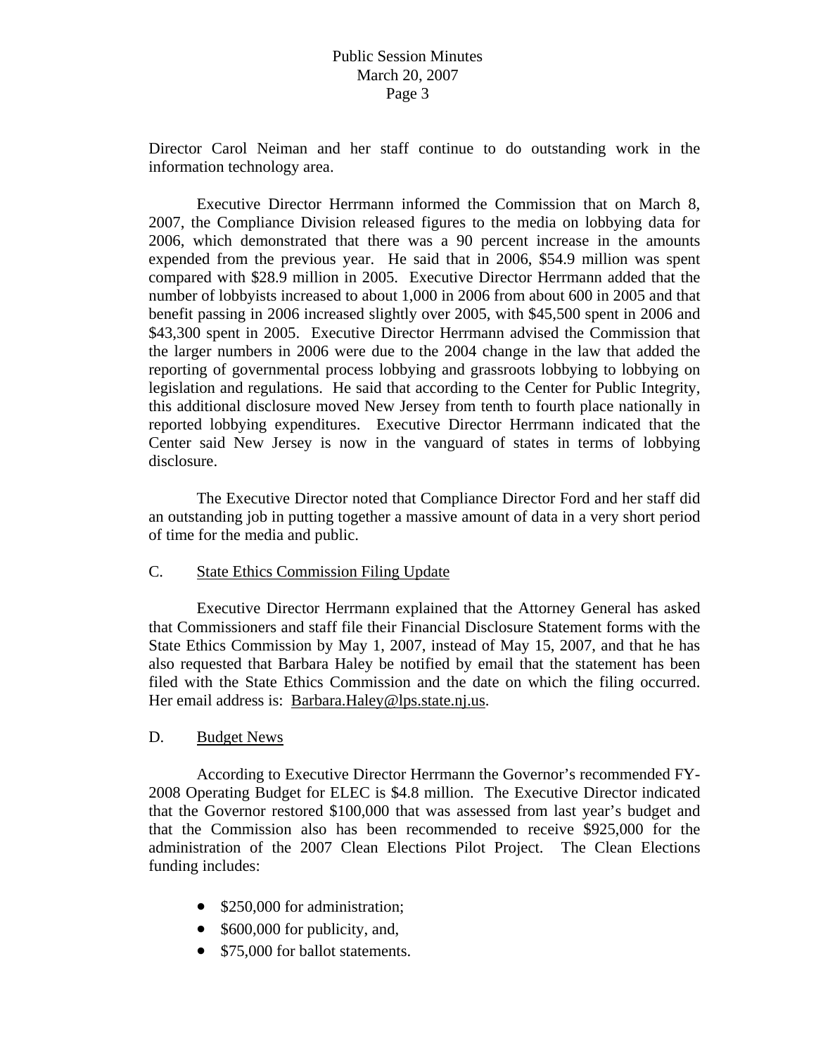Director Carol Neiman and her staff continue to do outstanding work in the information technology area.

Executive Director Herrmann informed the Commission that on March 8, 2007, the Compliance Division released figures to the media on lobbying data for 2006, which demonstrated that there was a 90 percent increase in the amounts expended from the previous year. He said that in 2006, $54.9 million was spent compared with $28.9 million in 2005. Executive Director Herrmann added that the number of lobbyists increased to about 1,000 in 2006 from about 600 in 2005 and that benefit passing in 2006 increased slightly over 2005, with $45,500 spent in 2006 and $43,300 spent in 2005. Executive Director Herrmann advised the Commission that the larger numbers in 2006 were due to the 2004 change in the law that added the reporting of governmental process lobbying and grassroots lobbying to lobbying on legislation and regulations. He said that according to the Center for Public Integrity, this additional disclosure moved New Jersey from tenth to fourth place nationally in reported lobbying expenditures. Executive Director Herrmann indicated that the Center said New Jersey is now in the vanguard of states in terms of lobbying disclosure.

The Executive Director noted that Compliance Director Ford and her staff did an outstanding job in putting together a massive amount of data in a very short period of time for the media and public.

C. State Ethics Commission Filing Update

Executive Director Herrmann explained that the Attorney General has asked that Commissioners and staff file their Financial Disclosure Statement forms with the State Ethics Commission by May 1, 2007, instead of May 15, 2007, and that he has also requested that Barbara Haley be notified by email that the statement has been filed with the State Ethics Commission and the date on which the filing occurred. Her email address is: Barbara.Haley@lps.state.nj.us.

D. Budget News

According to Executive Director Herrmann the Governor's recommended FY-2008 Operating Budget for ELEC is $4.8 million. The Executive Director indicated that the Governor restored $100,000 that was assessed from last year's budget and that the Commission also has been recommended to receive $925,000 for the administration of the 2007 Clean Elections Pilot Project. The Clean Elections funding includes:

- $250,000 for administration;
- $600,000 for publicity, and,
- $75,000 for ballot statements.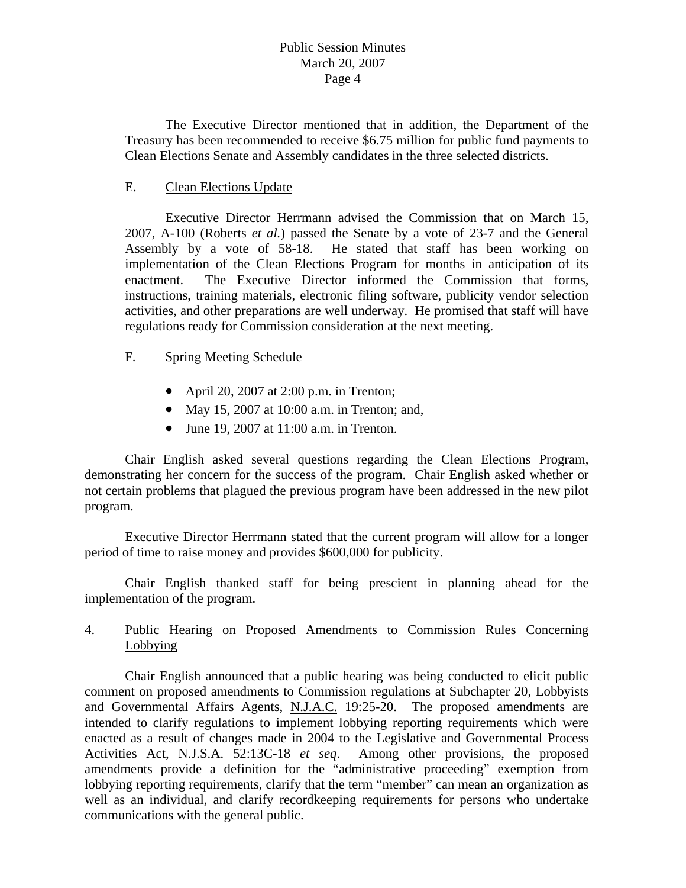The Executive Director mentioned that in addition, the Department of the Treasury has been recommended to receive $6.75 million for public fund payments to Clean Elections Senate and Assembly candidates in the three selected districts.

E. Clean Elections Update

Executive Director Herrmann advised the Commission that on March 15, 2007, A-100 (Roberts *et al.*) passed the Senate by a vote of 23-7 and the General Assembly by a vote of 58-18. He stated that staff has been working on implementation of the Clean Elections Program for months in anticipation of its enactment. The Executive Director informed the Commission that forms, instructions, training materials, electronic filing software, publicity vendor selection activities, and other preparations are well underway. He promised that staff will have regulations ready for Commission consideration at the next meeting.

F. Spring Meeting Schedule

- April 20, 2007 at 2:00 p.m. in Trenton;
- May 15, 2007 at 10:00 a.m. in Trenton; and,
- June 19, 2007 at 11:00 a.m. in Trenton.

Chair English asked several questions regarding the Clean Elections Program, demonstrating her concern for the success of the program. Chair English asked whether or not certain problems that plagued the previous program have been addressed in the new pilot program.

Executive Director Herrmann stated that the current program will allow for a longer period of time to raise money and provides $600,000 for publicity.

Chair English thanked staff for being prescient in planning ahead for the implementation of the program.

4. Public Hearing on Proposed Amendments to Commission Rules Concerning Lobbying

Chair English announced that a public hearing was being conducted to elicit public comment on proposed amendments to Commission regulations at Subchapter 20, Lobbyists and Governmental Affairs Agents, N.J.A.C. 19:25-20. The proposed amendments are intended to clarify regulations to implement lobbying reporting requirements which were enacted as a result of changes made in 2004 to the Legislative and Governmental Process Activities Act, N.J.S.A. 52:13C-18 *et seq*. Among other provisions, the proposed amendments provide a definition for the "administrative proceeding" exemption from lobbying reporting requirements, clarify that the term "member" can mean an organization as well as an individual, and clarify recordkeeping requirements for persons who undertake communications with the general public.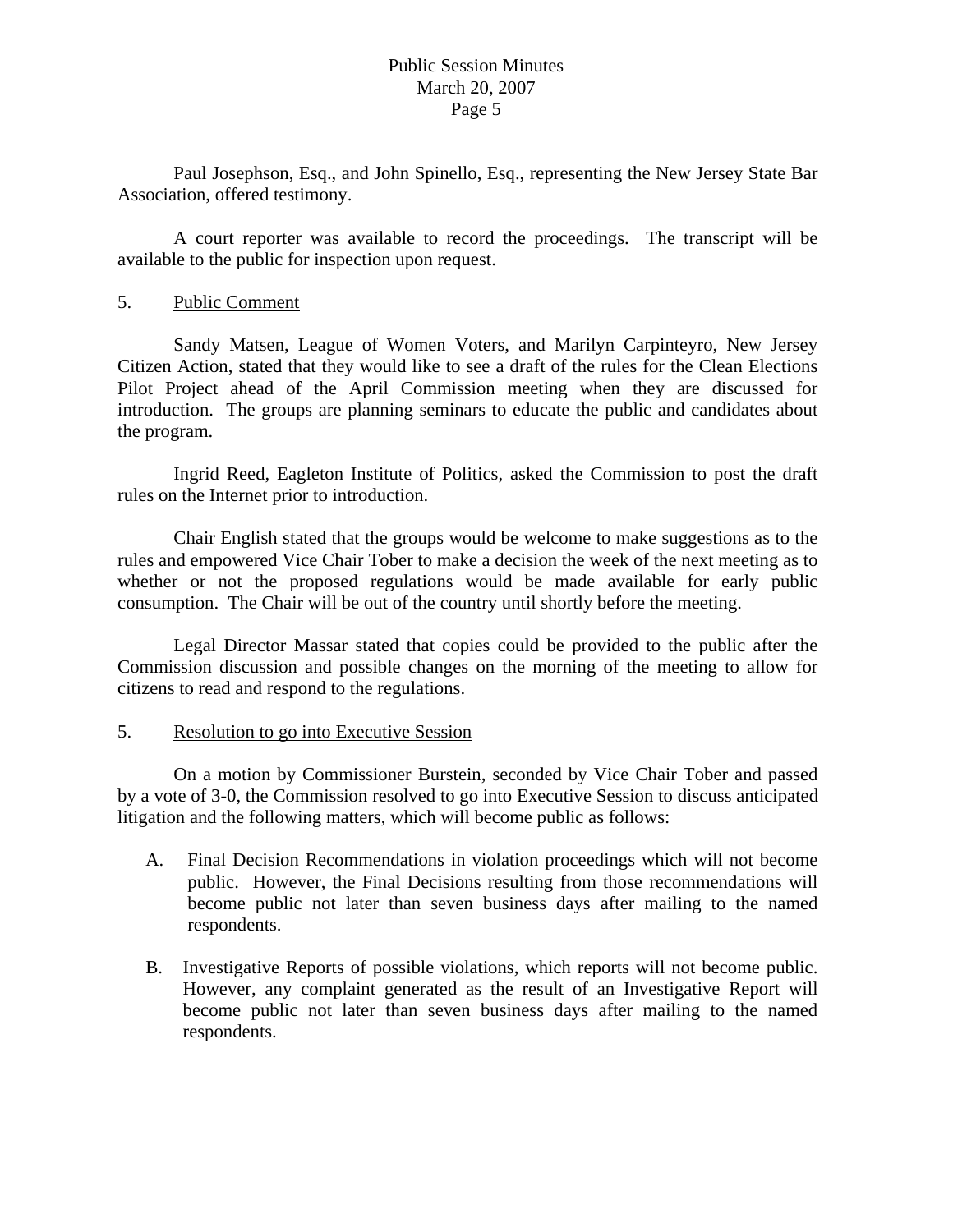Paul Josephson, Esq., and John Spinello, Esq., representing the New Jersey State Bar Association, offered testimony.

A court reporter was available to record the proceedings. The transcript will be available to the public for inspection upon request.

5. Public Comment

Sandy Matsen, League of Women Voters, and Marilyn Carpinteyro, New Jersey Citizen Action, stated that they would like to see a draft of the rules for the Clean Elections Pilot Project ahead of the April Commission meeting when they are discussed for introduction. The groups are planning seminars to educate the public and candidates about the program.

Ingrid Reed, Eagleton Institute of Politics, asked the Commission to post the draft rules on the Internet prior to introduction.

Chair English stated that the groups would be welcome to make suggestions as to the rules and empowered Vice Chair Tober to make a decision the week of the next meeting as to whether or not the proposed regulations would be made available for early public consumption. The Chair will be out of the country until shortly before the meeting.

Legal Director Massar stated that copies could be provided to the public after the Commission discussion and possible changes on the morning of the meeting to allow for citizens to read and respond to the regulations.

5. Resolution to go into Executive Session

On a motion by Commissioner Burstein, seconded by Vice Chair Tober and passed by a vote of 3-0, the Commission resolved to go into Executive Session to discuss anticipated litigation and the following matters, which will become public as follows:

A. Final Decision Recommendations in violation proceedings which will not become public. However, the Final Decisions resulting from those recommendations will become public not later than seven business days after mailing to the named respondents.

B. Investigative Reports of possible violations, which reports will not become public. However, any complaint generated as the result of an Investigative Report will become public not later than seven business days after mailing to the named respondents.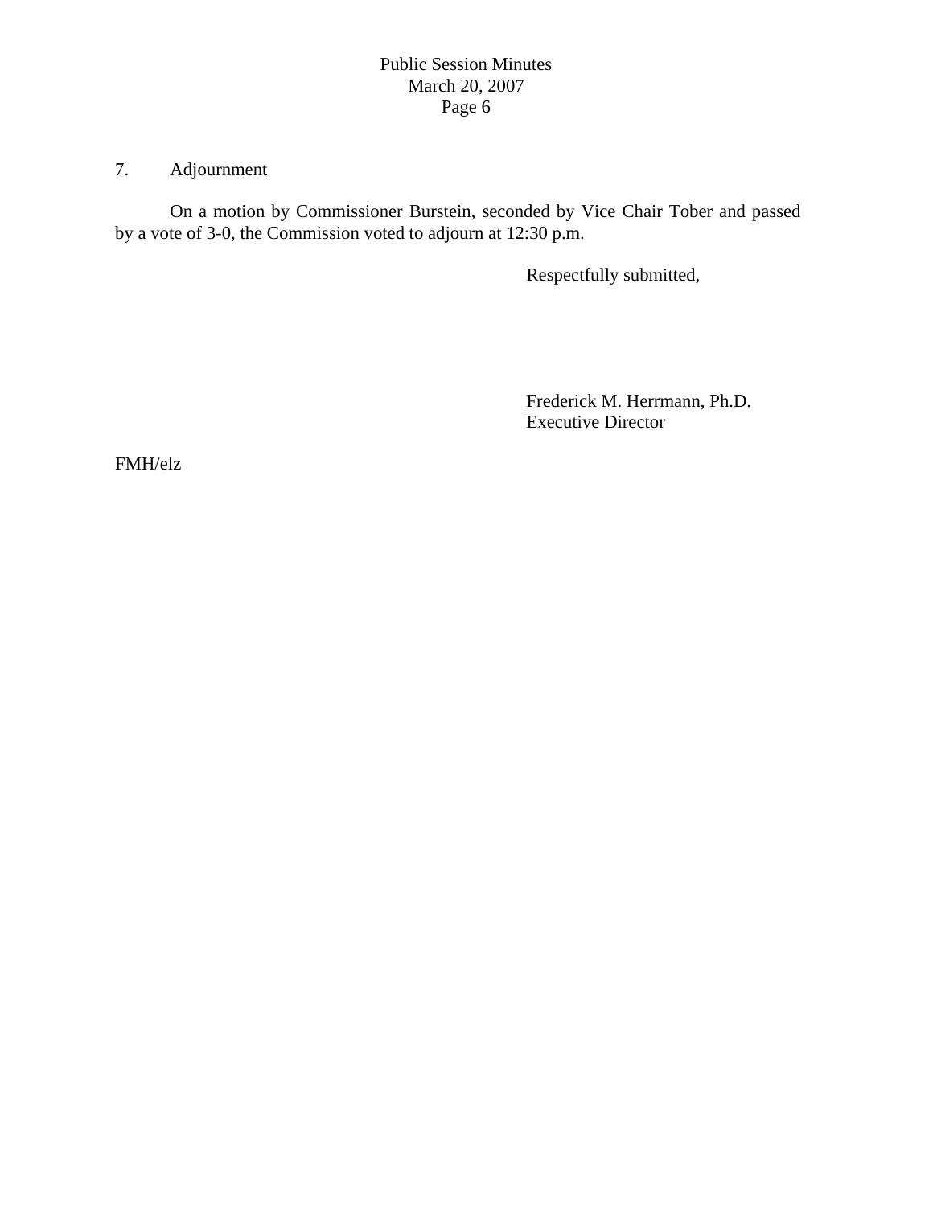## 7. Adjournment

On a motion by Commissioner Burstein, seconded by Vice Chair Tober and passed by a vote of 3-0, the Commission voted to adjourn at 12:30 p.m.

Respectfully submitted,

Frederick M. Herrmann, Ph.D.
Executive Director

FMH/elz